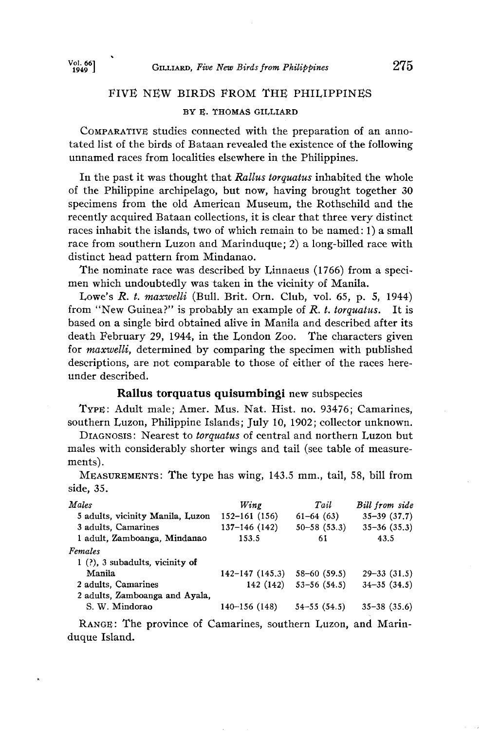# FIVE NEW BIRDS FROM THE PHILIPPINES

BY E. THOMAS GILLIARD

COMPARATIVE studies connected with the preparation of an annotated list of the birds of Bataan revealed the existence of the following unnamed races from localities elsewhere in the Philippines.

In the past it was thought that *Rallus torquatus* inhabited the whole of the Philippine archipelago, but now, having brought together 30 specimens from the old American Museum, the Rothschild and the recently acquired Bataan collections, it is clear that three very distinct races inhabit the islands, two of which remain to be named: 1) a small race from southern Luzon and Marinduque; 2) a long-billed race with distinct head pattern from Mindanao.

The nominate race was described by Linnaeus (1766) from a specimen which undoubtedly was taken in the vicinity of Manila.

Lowe's *R. t. maxwelli* (Bull. Brit. Orn. Club, vol. 65, p. 5, 1944) from "New Guinea?" is probably an example of *R. t. torquatus*. It is based on a single bird obtained alive in Manila and described after its death February 29, 1944, in the London Zoo. The characters given for *maxwelli*, determined by comparing the specimen with published descriptions, are not comparable to those of either of the races hereunder described.

## Rallus torquatus quisumbingi new subspecies

TYPE: Adult male; Amer. Mus. Nat. Hist. no. 93476; Camarines, southern Luzon, Philippine Islands; July 10, 1902; collector unknown.

DIAGNOSIS: Nearest to *torquatus* of central and northern Luzon but males with considerably shorter wings and tail (see table of measurements).

MEASUREMENTS: The type has wing, 143.5 mm., tail, 58, bill from side, 35.

| *Males* | *Wing* | *Tail* | *Bill from side* |
|---|---|---|---|
| 5 adults, vicinity Manila, Luzon | 152–161 (156) | 61–64 (63) | 35–39 (37.7) |
| 3 adults, Camarines | 137–146 (142) | 50–58 (53.3) | 35–36 (35.3) |
| 1 adult, Zamboanga, Mindanao | 153.5 | 61 | 43.5 |
| *Females* | | | |
| 1 (?), 3 subadults, vicinity of Manila | 142–147 (145.3) | 58–60 (59.5) | 29–33 (31.5) |
| 2 adults, Camarines | 142 (142) | 53–56 (54.5) | 34–35 (34.5) |
| 2 adults, Zamboanga and Ayala, S. W. Mindorao | 140–156 (148) | 54–55 (54.5) | 35–38 (35.6) |

RANGE: The province of Camarines, southern Luzon, and Marinduque Island.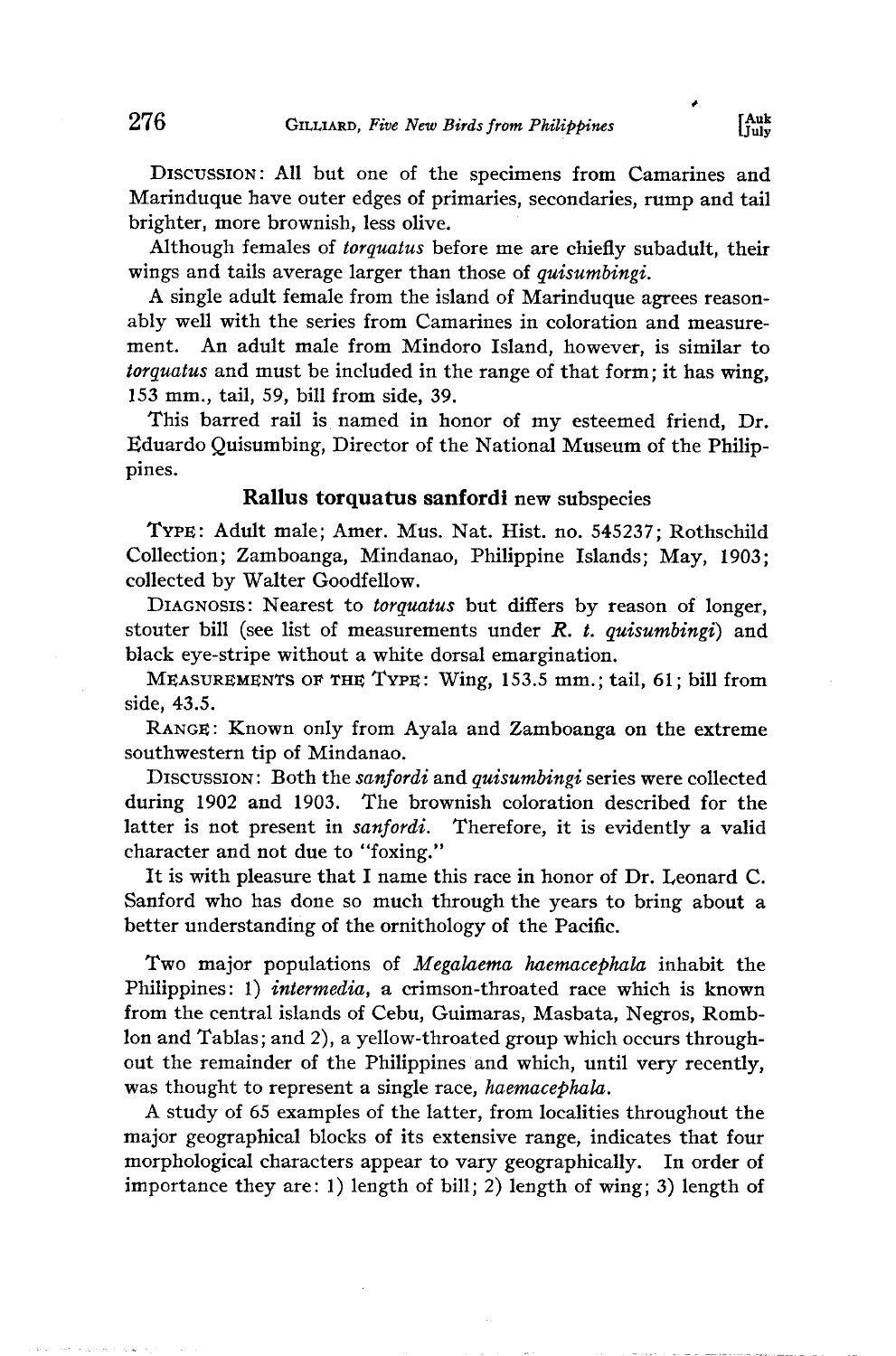DISCUSSION: All but one of the specimens from Camarines and Marinduque have outer edges of primaries, secondaries, rump and tail brighter, more brownish, less olive.

Although females of *torquatus* before me are chiefly subadult, their wings and tails average larger than those of *quisumbingi*.

A single adult female from the island of Marinduque agrees reasonably well with the series from Camarines in coloration and measurement. An adult male from Mindoro Island, however, is similar to *torquatus* and must be included in the range of that form; it has wing, 153 mm., tail, 59, bill from side, 39.

This barred rail is named in honor of my esteemed friend, Dr. Eduardo Quisumbing, Director of the National Museum of the Philippines.

### **Rallus torquatus sanfordi** new subspecies

TYPE: Adult male; Amer. Mus. Nat. Hist. no. 545237; Rothschild Collection; Zamboanga, Mindanao, Philippine Islands; May, 1903; collected by Walter Goodfellow.

DIAGNOSIS: Nearest to *torquatus* but differs by reason of longer, stouter bill (see list of measurements under *R. t. quisumbingi*) and black eye-stripe without a white dorsal emargination.

MEASUREMENTS OF THE TYPE: Wing, 153.5 mm.; tail, 61; bill from side, 43.5.

RANGE: Known only from Ayala and Zamboanga on the extreme southwestern tip of Mindanao.

DISCUSSION: Both the *sanfordi* and *quisumbingi* series were collected during 1902 and 1903. The brownish coloration described for the latter is not present in *sanfordi*. Therefore, it is evidently a valid character and not due to "foxing."

It is with pleasure that I name this race in honor of Dr. Leonard C. Sanford who has done so much through the years to bring about a better understanding of the ornithology of the Pacific.

Two major populations of *Megalaema haemacephala* inhabit the Philippines: 1) *intermedia*, a crimson-throated race which is known from the central islands of Cebu, Guimaras, Masbata, Negros, Romblon and Tablas; and 2), a yellow-throated group which occurs throughout the remainder of the Philippines and which, until very recently, was thought to represent a single race, *haemacephala*.

A study of 65 examples of the latter, from localities throughout the major geographical blocks of its extensive range, indicates that four morphological characters appear to vary geographically. In order of importance they are: 1) length of bill; 2) length of wing; 3) length of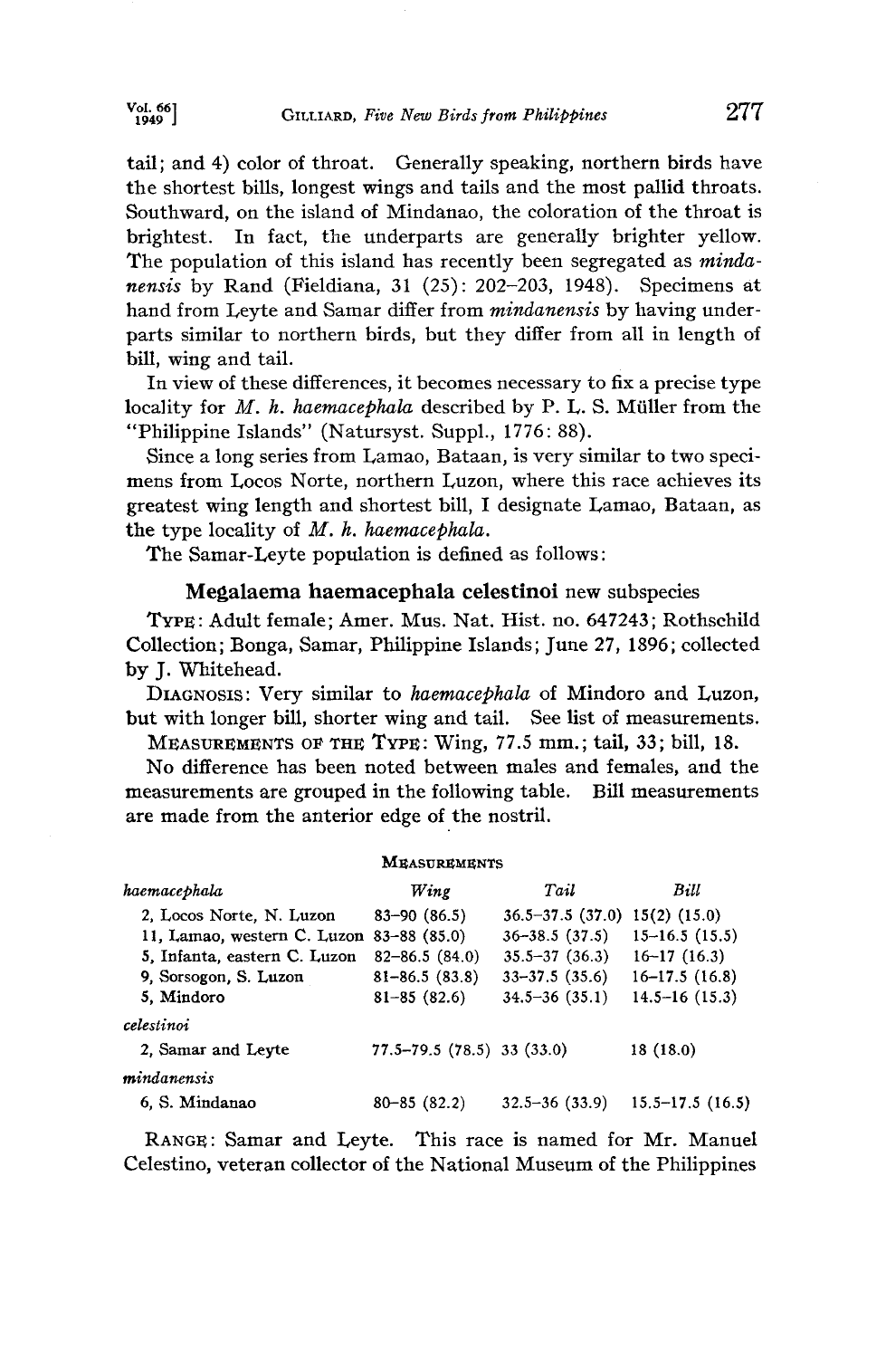tail; and 4) color of throat. Generally speaking, northern birds have the shortest bills, longest wings and tails and the most pallid throats. Southward, on the island of Mindanao, the coloration of the throat is brightest. In fact, the underparts are generally brighter yellow. The population of this island has recently been segregated as *mindanensis* by Rand (Fieldiana, 31 (25): 202–203, 1948). Specimens at hand from Leyte and Samar differ from *mindanensis* by having underparts similar to northern birds, but they differ from all in length of bill, wing and tail.

In view of these differences, it becomes necessary to fix a precise type locality for *M. h. haemacephala* described by P. L. S. Müller from the "Philippine Islands" (Natursyst. Suppl., 1776: 88).

Since a long series from Lamao, Bataan, is very similar to two specimens from Locos Norte, northern Luzon, where this race achieves its greatest wing length and shortest bill, I designate Lamao, Bataan, as the type locality of *M. h. haemacephala*.

The Samar-Leyte population is defined as follows:

### **Megalaema haemacephala celestinoi** new subspecies

TYPE: Adult female; Amer. Mus. Nat. Hist. no. 647243; Rothschild Collection; Bonga, Samar, Philippine Islands; June 27, 1896; collected by J. Whitehead.

DIAGNOSIS: Very similar to *haemacephala* of Mindoro and Luzon, but with longer bill, shorter wing and tail. See list of measurements.

MEASUREMENTS OF THE TYPE: Wing, 77.5 mm.; tail, 33; bill, 18.

No difference has been noted between males and females, and the measurements are grouped in the following table. Bill measurements are made from the anterior edge of the nostril.

MEASUREMENTS

| *haemacephala* | *Wing* | *Tail* | *Bill* |
|---|---|---|---|
| 2, Locos Norte, N. Luzon | 83–90 (86.5) | 36.5–37.5 (37.0) | 15(2) (15.0) |
| 11, Lamao, western C. Luzon | 83–88 (85.0) | 36–38.5 (37.5) | 15–16.5 (15.5) |
| 5, Infanta, eastern C. Luzon | 82–86.5 (84.0) | 35.5–37 (36.3) | 16–17 (16.3) |
| 9, Sorsogon, S. Luzon | 81–86.5 (83.8) | 33–37.5 (35.6) | 16–17.5 (16.8) |
| 5, Mindoro | 81–85 (82.6) | 34.5–36 (35.1) | 14.5–16 (15.3) |
| *celestinoi* | | | |
| 2, Samar and Leyte | 77.5–79.5 (78.5) | 33 (33.0) | 18 (18.0) |
| *mindanensis* | | | |
| 6, S. Mindanao | 80–85 (82.2) | 32.5–36 (33.9) | 15.5–17.5 (16.5) |

RANGE: Samar and Leyte. This race is named for Mr. Manuel Celestino, veteran collector of the National Museum of the Philippines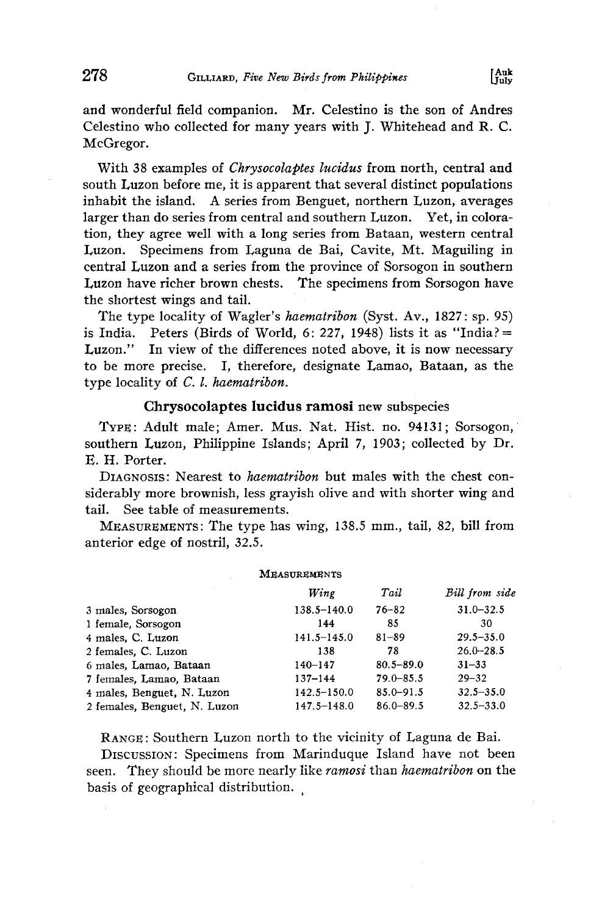and wonderful field companion. Mr. Celestino is the son of Andres Celestino who collected for many years with J. Whitehead and R. C. McGregor.

With 38 examples of *Chrysocolaptes lucidus* from north, central and south Luzon before me, it is apparent that several distinct populations inhabit the island. A series from Benguet, northern Luzon, averages larger than do series from central and southern Luzon. Yet, in coloration, they agree well with a long series from Bataan, western central Luzon. Specimens from Laguna de Bai, Cavite, Mt. Maguiling in central Luzon and a series from the province of Sorsogon in southern Luzon have richer brown chests. The specimens from Sorsogon have the shortest wings and tail.

The type locality of Wagler's *haematribon* (Syst. Av., 1827: sp. 95) is India. Peters (Birds of World, 6: 227, 1948) lists it as "India? = Luzon." In view of the differences noted above, it is now necessary to be more precise. I, therefore, designate Lamao, Bataan, as the type locality of *C. l. haematribon*.

### Chrysocolaptes lucidus ramosi new subspecies

TYPE: Adult male; Amer. Mus. Nat. Hist. no. 94131; Sorsogon, southern Luzon, Philippine Islands; April 7, 1903; collected by Dr. E. H. Porter.

DIAGNOSIS: Nearest to *haematribon* but males with the chest considerably more brownish, less grayish olive and with shorter wing and tail. See table of measurements.

MEASUREMENTS: The type has wing, 138.5 mm., tail, 82, bill from anterior edge of nostril, 32.5.

MEASUREMENTS

| | *Wing* | *Tail* | *Bill from side* |
|---|---|---|---|
| 3 males, Sorsogon | 138.5–140.0 | 76–82 | 31.0–32.5 |
| 1 female, Sorsogon | 144 | 85 | 30 |
| 4 males, C. Luzon | 141.5–145.0 | 81–89 | 29.5–35.0 |
| 2 females, C. Luzon | 138 | 78 | 26.0–28.5 |
| 6 males, Lamao, Bataan | 140–147 | 80.5–89.0 | 31–33 |
| 7 females, Lamao, Bataan | 137–144 | 79.0–85.5 | 29–32 |
| 4 males, Benguet, N. Luzon | 142.5–150.0 | 85.0–91.5 | 32.5–35.0 |
| 2 females, Benguet, N. Luzon | 147.5–148.0 | 86.0–89.5 | 32.5–33.0 |

RANGE: Southern Luzon north to the vicinity of Laguna de Bai.

DISCUSSION: Specimens from Marinduque Island have not been seen. They should be more nearly like *ramosi* than *haematribon* on the basis of geographical distribution.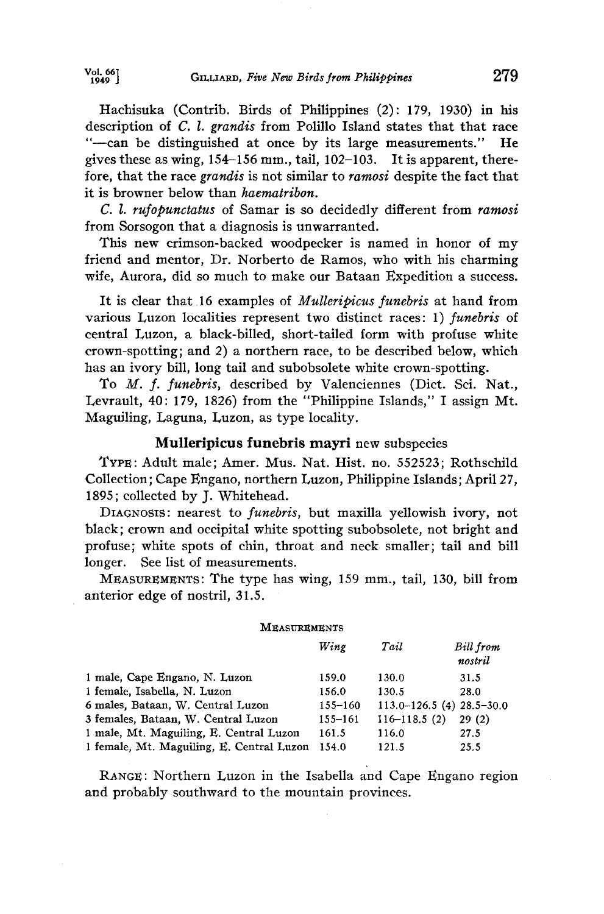Hachisuka (Contrib. Birds of Philippines (2): 179, 1930) in his description of *C. l. grandis* from Polillo Island states that that race "—can be distinguished at once by its large measurements." He gives these as wing, 154–156 mm., tail, 102–103. It is apparent, therefore, that the race *grandis* is not similar to *ramosi* despite the fact that it is browner below than *haematribon*.

*C. l. rufopunctatus* of Samar is so decidedly different from *ramosi* from Sorsogon that a diagnosis is unwarranted.

This new crimson-backed woodpecker is named in honor of my friend and mentor, Dr. Norberto de Ramos, who with his charming wife, Aurora, did so much to make our Bataan Expedition a success.

It is clear that 16 examples of *Mulleripicus funebris* at hand from various Luzon localities represent two distinct races: 1) *funebris* of central Luzon, a black-billed, short-tailed form with profuse white crown-spotting; and 2) a northern race, to be described below, which has an ivory bill, long tail and subobsolete white crown-spotting.

To *M. f. funebris*, described by Valenciennes (Dict. Sci. Nat., Levrault, 40: 179, 1826) from the "Philippine Islands," I assign Mt. Maguiling, Laguna, Luzon, as type locality.

## Mulleripicus funebris mayri new subspecies

TYPE: Adult male; Amer. Mus. Nat. Hist. no. 552523; Rothschild Collection; Cape Engano, northern Luzon, Philippine Islands; April 27, 1895; collected by J. Whitehead.

DIAGNOSIS: nearest to *funebris*, but maxilla yellowish ivory, not black; crown and occipital white spotting subobsolete, not bright and profuse; white spots of chin, throat and neck smaller; tail and bill longer. See list of measurements.

MEASUREMENTS: The type has wing, 159 mm., tail, 130, bill from anterior edge of nostril, 31.5.

MEASUREMENTS

| | *Wing* | *Tail* | *Bill from nostril* |
|---|---|---|---|
| 1 male, Cape Engano, N. Luzon | 159.0 | 130.0 | 31.5 |
| 1 female, Isabella, N. Luzon | 156.0 | 130.5 | 28.0 |
| 6 males, Bataan, W. Central Luzon | 155–160 | 113.0–126.5 (4) | 28.5–30.0 |
| 3 females, Bataan, W. Central Luzon | 155–161 | 116–118.5 (2) | 29 (2) |
| 1 male, Mt. Maguiling, E. Central Luzon | 161.5 | 116.0 | 27.5 |
| 1 female, Mt. Maguiling, E. Central Luzon | 154.0 | 121.5 | 25.5 |

RANGE: Northern Luzon in the Isabella and Cape Engano region and probably southward to the mountain provinces.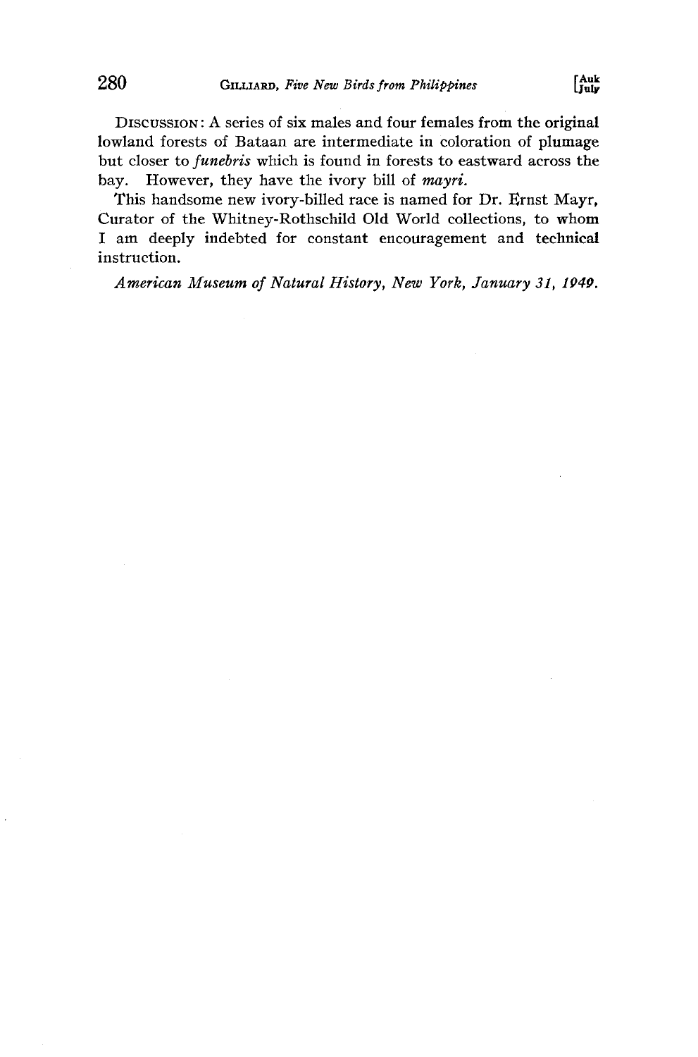DISCUSSION: A series of six males and four females from the original lowland forests of Bataan are intermediate in coloration of plumage but closer to *funebris* which is found in forests to eastward across the bay. However, they have the ivory bill of *mayri*.

This handsome new ivory-billed race is named for Dr. Ernst Mayr, Curator of the Whitney-Rothschild Old World collections, to whom I am deeply indebted for constant encouragement and technical instruction.

*American Museum of Natural History, New York, January 31, 1949.*